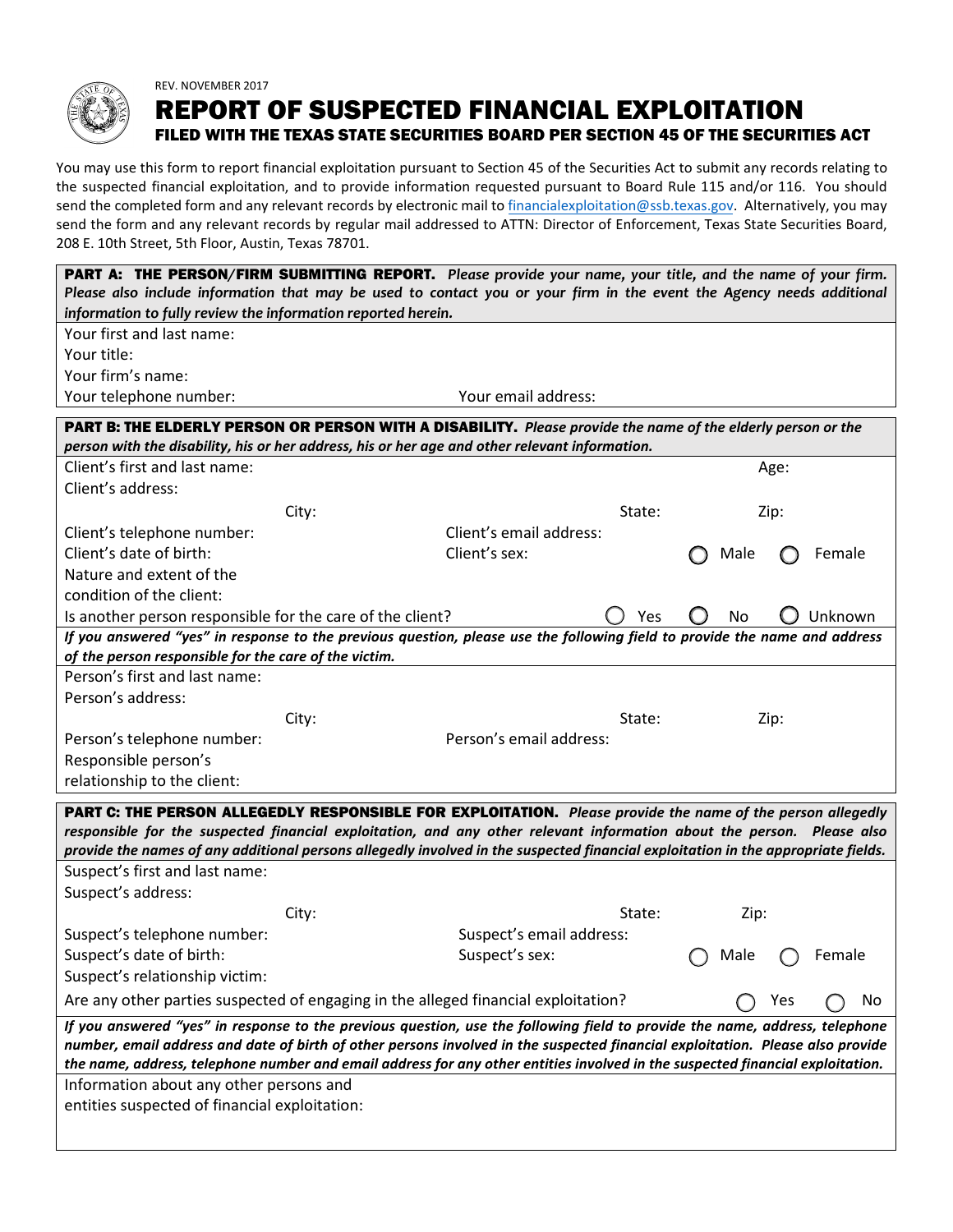REV. NOVEMBER 2017

# REPORT OF SUSPECTED FINANCIAL EXPLOITATION

## FILED WITH THE TEXAS STATE SECURITIES BOARD PER SECTION 45 OF THE SECURITIES ACT

You may use this form to report financial exploitation pursuant to Section 45 of the Securities Act to submit any records relating to the suspected financial exploitation, and to provide information requested pursuant to Board Rule 115 and/or 116. You should send the completed form and any relevant records by electronic mail to financialexploitation@ssb.texas.gov. Alternatively, you may send the form and any relevant records by regular mail addressed to ATTN: Director of Enforcement, Texas State Securities Board, 208 E. 10th Street, 5th Floor, Austin, Texas 78701.

**PART A: THE PERSON/FIRM SUBMITTING REPORT.** *Please provide your name, your title, and the name of your firm. Please also include information that may be used to contact you or your firm in the event the Agency needs additional information to fully review the information reported herein.*

Your first and last name:

Your title:

Your firm's name:

Your telephone number: Your email address:

**PART B: THE ELDERLY PERSON OR PERSON WITH A DISABILITY.** *Please provide the name of the elderly person or the person with the disability, his or her address, his or her age and other relevant information.*

Client's first and last name: Age:

Client's address:

City: State: Zip:

Client's telephone number: Client's email address:

Client's date of birth: Client's sex: ◯ Male ◯ Female

Nature and extent of the condition of the client:

Is another person responsible for the care of the client? ◯ Yes ◯ No ◯ Unknown

*If you answered "yes" in response to the previous question, please use the following field to provide the name and address of the person responsible for the care of the victim.*

Person's first and last name:

Person's address:

City: State: Zip:

Person's telephone number: Person's email address:

Responsible person's relationship to the client:

**PART C: THE PERSON ALLEGEDLY RESPONSIBLE FOR EXPLOITATION.** *Please provide the name of the person allegedly responsible for the suspected financial exploitation, and any other relevant information about the person. Please also provide the names of any additional persons allegedly involved in the suspected financial exploitation in the appropriate fields.*

Suspect's first and last name:

Suspect's address:

City: State: Zip:

Suspect's telephone number: Suspect's email address:

Suspect's date of birth: Suspect's sex: ◯ Male ◯ Female

Suspect's relationship victim:

Are any other parties suspected of engaging in the alleged financial exploitation? ◯ Yes ◯ No

*If you answered "yes" in response to the previous question, use the following field to provide the name, address, telephone number, email address and date of birth of other persons involved in the suspected financial exploitation. Please also provide the name, address, telephone number and email address for any other entities involved in the suspected financial exploitation.*

Information about any other persons and entities suspected of financial exploitation: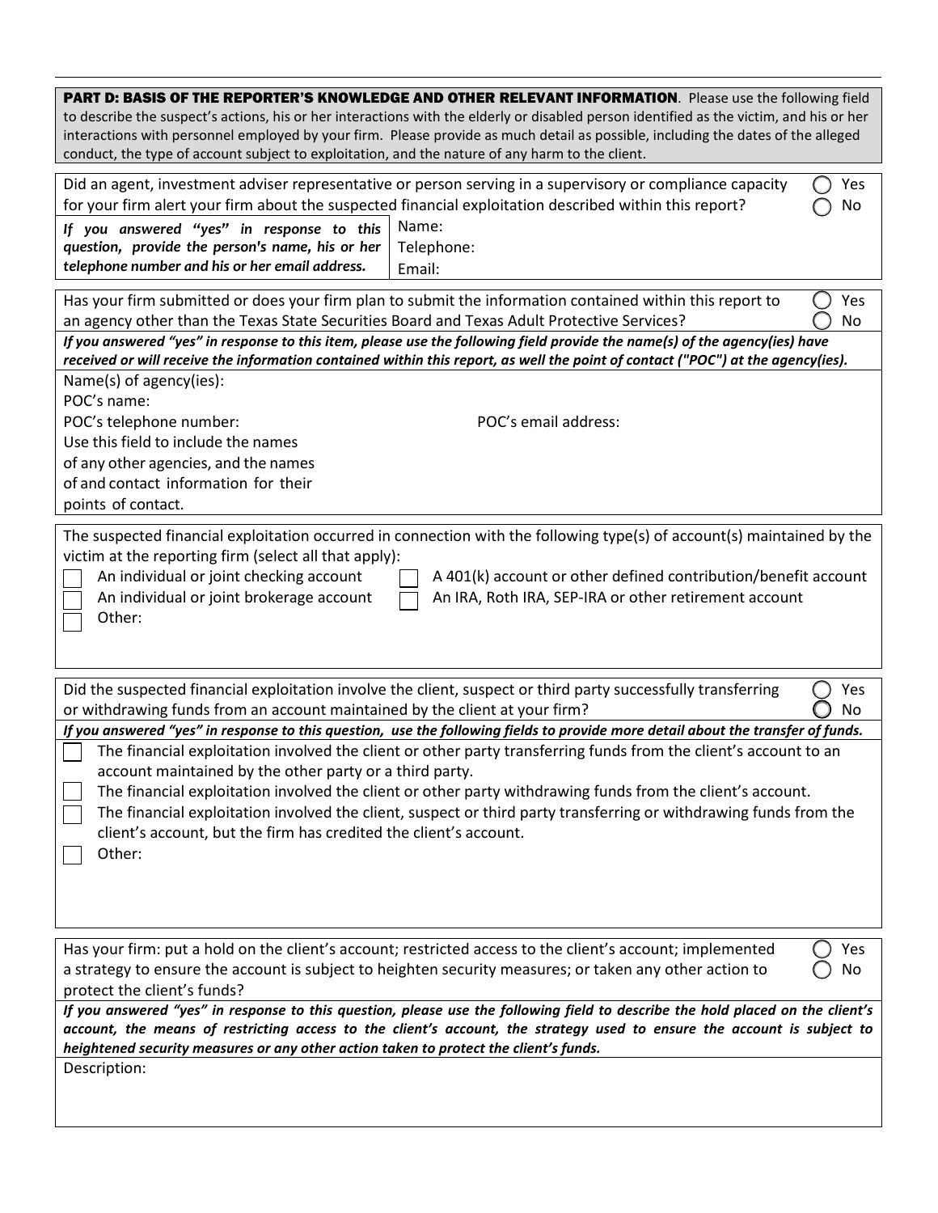**PART D: BASIS OF THE REPORTER'S KNOWLEDGE AND OTHER RELEVANT INFORMATION**. Please use the following field to describe the suspect's actions, his or her interactions with the elderly or disabled person identified as the victim, and his or her interactions with personnel employed by your firm. Please provide as much detail as possible, including the dates of the alleged conduct, the type of account subject to exploitation, and the nature of any harm to the client.

Did an agent, investment adviser representative or person serving in a supervisory or compliance capacity for your firm alert your firm about the suspected financial exploitation described within this report? ◯ Yes ◯ No

| *If you answered "yes" in response to this question, provide the person's name, his or her telephone number and his or her email address.* | Name:<br>Telephone:<br>Email: |
|---|---|

Has your firm submitted or does your firm plan to submit the information contained within this report to an agency other than the Texas State Securities Board and Texas Adult Protective Services? ◯ Yes ◯ No

*If you answered "yes" in response to this item, please use the following field provide the name(s) of the agency(ies) have received or will receive the information contained within this report, as well the point of contact ("POC") at the agency(ies).*

Name(s) of agency(ies):

POC's name:

POC's telephone number: POC's email address:

Use this field to include the names of any other agencies, and the names of and contact information for their points of contact.

The suspected financial exploitation occurred in connection with the following type(s) of account(s) maintained by the victim at the reporting firm (select all that apply):

- ☐ An individual or joint checking account
- ☐ An individual or joint brokerage account
- ☐ Other:
- ☐ A 401(k) account or other defined contribution/benefit account
- ☐ An IRA, Roth IRA, SEP-IRA or other retirement account

Did the suspected financial exploitation involve the client, suspect or third party successfully transferring or withdrawing funds from an account maintained by the client at your firm? ◯ Yes ◯ No

*If you answered "yes" in response to this question, use the following fields to provide more detail about the transfer of funds.*

- ☐ The financial exploitation involved the client or other party transferring funds from the client's account to an account maintained by the other party or a third party.
- ☐ The financial exploitation involved the client or other party withdrawing funds from the client's account.
- ☐ The financial exploitation involved the client, suspect or third party transferring or withdrawing funds from the client's account, but the firm has credited the client's account.
- ☐ Other:

Has your firm: put a hold on the client's account; restricted access to the client's account; implemented a strategy to ensure the account is subject to heighten security measures; or taken any other action to protect the client's funds? ◯ Yes ◯ No

*If you answered "yes" in response to this question, please use the following field to describe the hold placed on the client's account, the means of restricting access to the client's account, the strategy used to ensure the account is subject to heightened security measures or any other action taken to protect the client's funds.*

Description: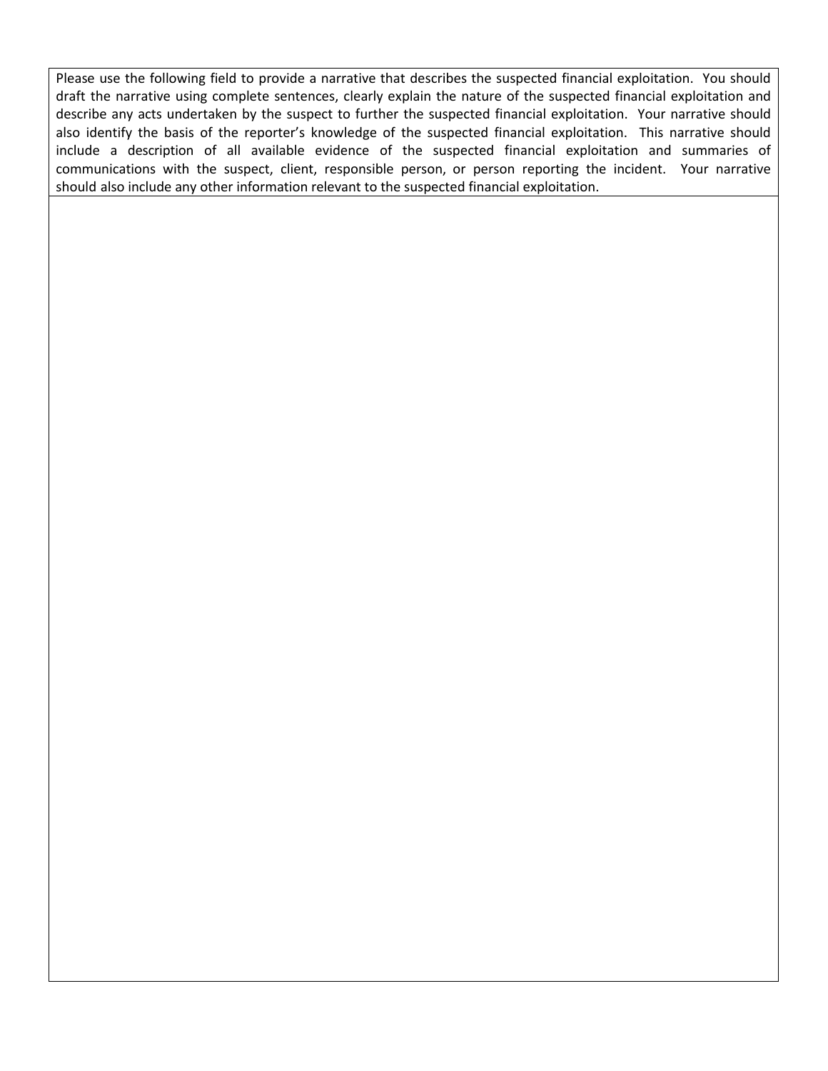Please use the following field to provide a narrative that describes the suspected financial exploitation. You should draft the narrative using complete sentences, clearly explain the nature of the suspected financial exploitation and describe any acts undertaken by the suspect to further the suspected financial exploitation. Your narrative should also identify the basis of the reporter's knowledge of the suspected financial exploitation. This narrative should include a description of all available evidence of the suspected financial exploitation and summaries of communications with the suspect, client, responsible person, or person reporting the incident. Your narrative should also include any other information relevant to the suspected financial exploitation.